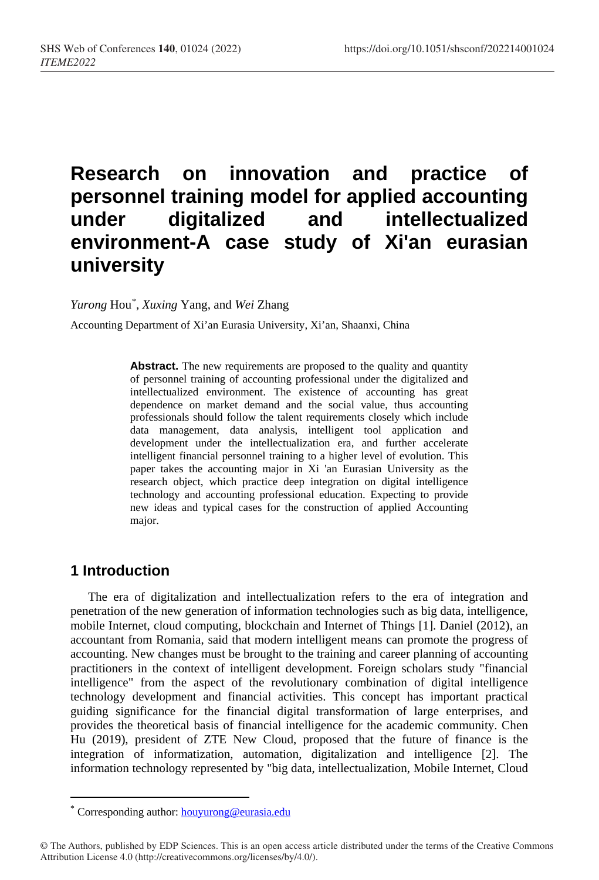# Research on innovation and practice of personnel training model for applied accounting under digitalized and intellectualized environment-A case study of Xi'an eurasian university

*Yurong* Hou[*], *Xuxing* Yang, and *Wei* Zhang

Accounting Department of Xi'an Eurasia University, Xi'an, Shaanxi, China

**Abstract.** The new requirements are proposed to the quality and quantity of personnel training of accounting professional under the digitalized and intellectualized environment. The existence of accounting has great dependence on market demand and the social value, thus accounting professionals should follow the talent requirements closely which include data management, data analysis, intelligent tool application and development under the intellectualization era, and further accelerate intelligent financial personnel training to a higher level of evolution. This paper takes the accounting major in Xi 'an Eurasian University as the research object, which practice deep integration on digital intelligence technology and accounting professional education. Expecting to provide new ideas and typical cases for the construction of applied Accounting major.

## 1 Introduction

The era of digitalization and intellectualization refers to the era of integration and penetration of the new generation of information technologies such as big data, intelligence, mobile Internet, cloud computing, blockchain and Internet of Things [1]. Daniel (2012), an accountant from Romania, said that modern intelligent means can promote the progress of accounting. New changes must be brought to the training and career planning of accounting practitioners in the context of intelligent development. Foreign scholars study "financial intelligence" from the aspect of the revolutionary combination of digital intelligence technology development and financial activities. This concept has important practical guiding significance for the financial digital transformation of large enterprises, and provides the theoretical basis of financial intelligence for the academic community. Chen Hu (2019), president of ZTE New Cloud, proposed that the future of finance is the integration of informatization, automation, digitalization and intelligence [2]. The information technology represented by "big data, intellectualization, Mobile Internet, Cloud

[*] Corresponding author: houyurong@eurasia.edu

© The Authors, published by EDP Sciences. This is an open access article distributed under the terms of the Creative Commons Attribution License 4.0 (http://creativecommons.org/licenses/by/4.0/).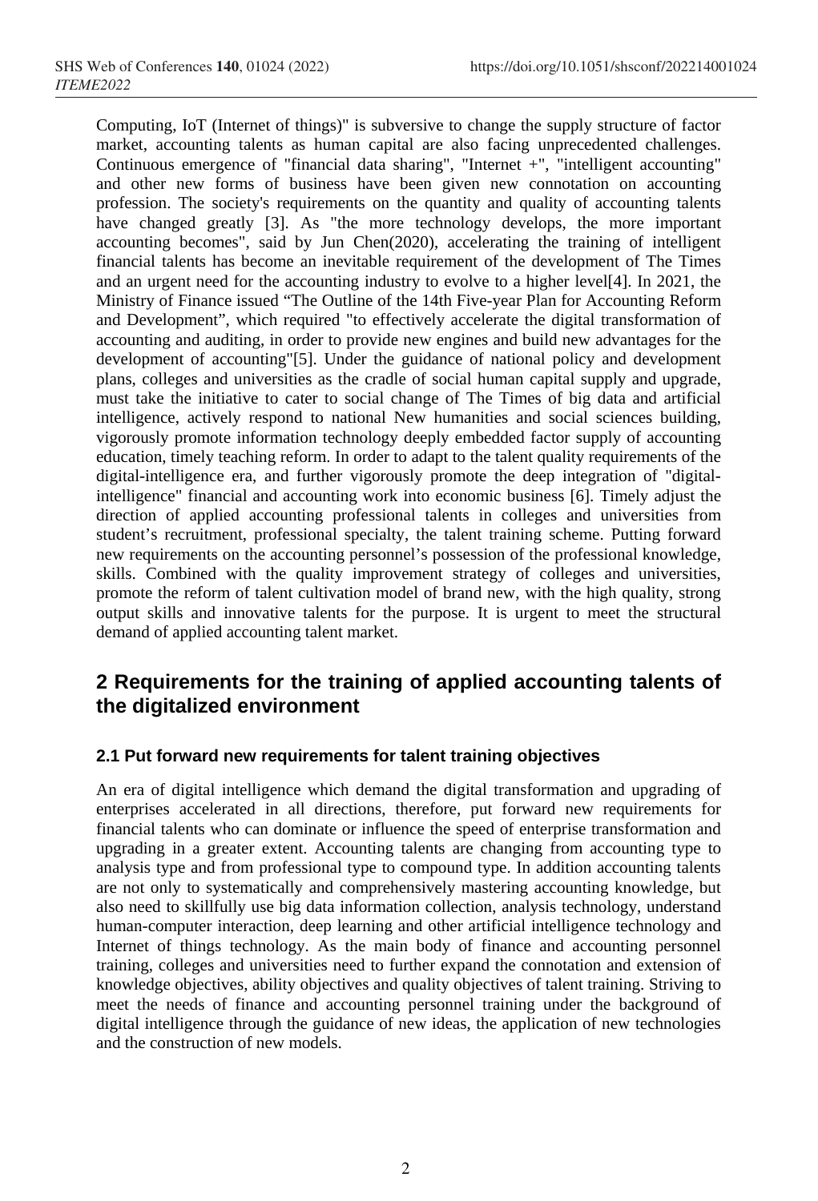Computing, IoT (Internet of things)" is subversive to change the supply structure of factor market, accounting talents as human capital are also facing unprecedented challenges. Continuous emergence of "financial data sharing", "Internet +", "intelligent accounting" and other new forms of business have been given new connotation on accounting profession. The society's requirements on the quantity and quality of accounting talents have changed greatly [3]. As "the more technology develops, the more important accounting becomes", said by Jun Chen(2020), accelerating the training of intelligent financial talents has become an inevitable requirement of the development of The Times and an urgent need for the accounting industry to evolve to a higher level[4]. In 2021, the Ministry of Finance issued "The Outline of the 14th Five-year Plan for Accounting Reform and Development", which required "to effectively accelerate the digital transformation of accounting and auditing, in order to provide new engines and build new advantages for the development of accounting"[5]. Under the guidance of national policy and development plans, colleges and universities as the cradle of social human capital supply and upgrade, must take the initiative to cater to social change of The Times of big data and artificial intelligence, actively respond to national New humanities and social sciences building, vigorously promote information technology deeply embedded factor supply of accounting education, timely teaching reform. In order to adapt to the talent quality requirements of the digital-intelligence era, and further vigorously promote the deep integration of "digital-intelligence" financial and accounting work into economic business [6]. Timely adjust the direction of applied accounting professional talents in colleges and universities from student's recruitment, professional specialty, the talent training scheme. Putting forward new requirements on the accounting personnel's possession of the professional knowledge, skills. Combined with the quality improvement strategy of colleges and universities, promote the reform of talent cultivation model of brand new, with the high quality, strong output skills and innovative talents for the purpose. It is urgent to meet the structural demand of applied accounting talent market.

## 2 Requirements for the training of applied accounting talents of the digitalized environment

### 2.1 Put forward new requirements for talent training objectives

An era of digital intelligence which demand the digital transformation and upgrading of enterprises accelerated in all directions, therefore, put forward new requirements for financial talents who can dominate or influence the speed of enterprise transformation and upgrading in a greater extent. Accounting talents are changing from accounting type to analysis type and from professional type to compound type. In addition accounting talents are not only to systematically and comprehensively mastering accounting knowledge, but also need to skillfully use big data information collection, analysis technology, understand human-computer interaction, deep learning and other artificial intelligence technology and Internet of things technology. As the main body of finance and accounting personnel training, colleges and universities need to further expand the connotation and extension of knowledge objectives, ability objectives and quality objectives of talent training. Striving to meet the needs of finance and accounting personnel training under the background of digital intelligence through the guidance of new ideas, the application of new technologies and the construction of new models.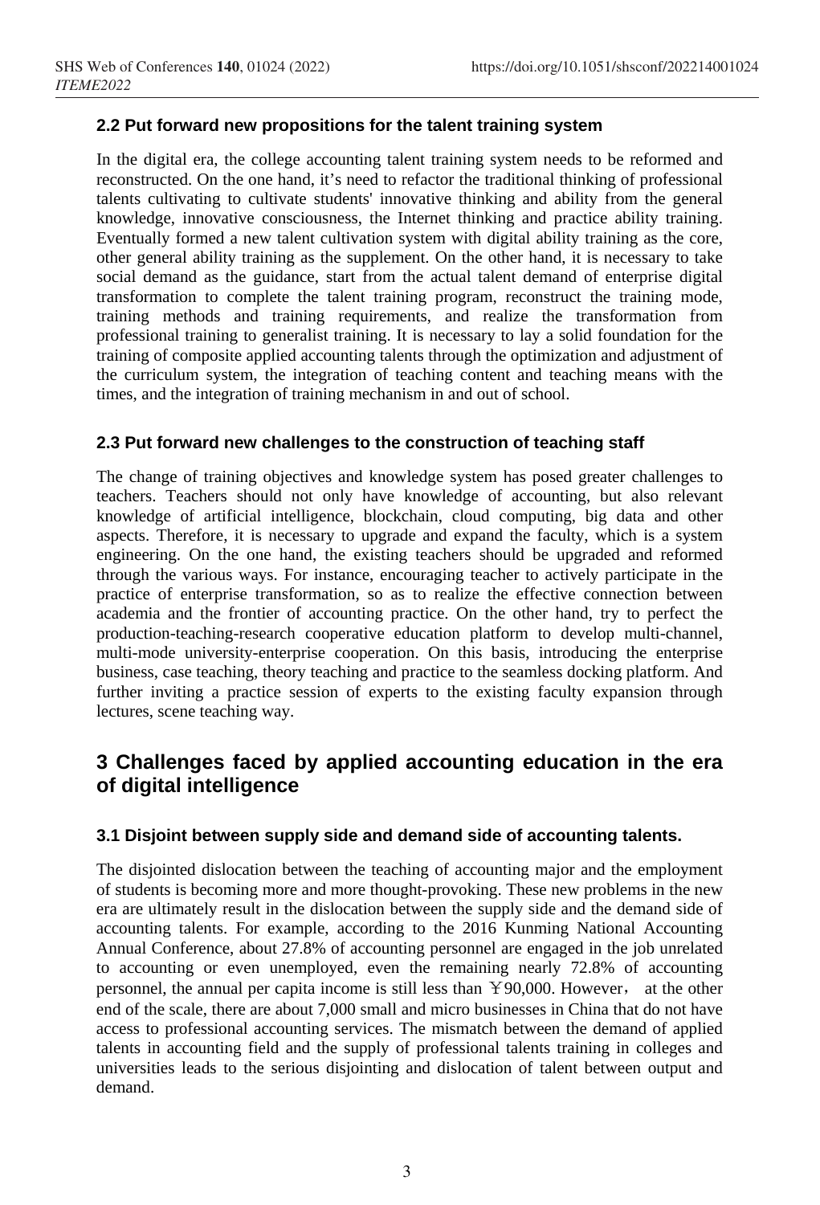### 2.2 Put forward new propositions for the talent training system

In the digital era, the college accounting talent training system needs to be reformed and reconstructed. On the one hand, it’s need to refactor the traditional thinking of professional talents cultivating to cultivate students' innovative thinking and ability from the general knowledge, innovative consciousness, the Internet thinking and practice ability training. Eventually formed a new talent cultivation system with digital ability training as the core, other general ability training as the supplement. On the other hand, it is necessary to take social demand as the guidance, start from the actual talent demand of enterprise digital transformation to complete the talent training program, reconstruct the training mode, training methods and training requirements, and realize the transformation from professional training to generalist training. It is necessary to lay a solid foundation for the training of composite applied accounting talents through the optimization and adjustment of the curriculum system, the integration of teaching content and teaching means with the times, and the integration of training mechanism in and out of school.

### 2.3 Put forward new challenges to the construction of teaching staff

The change of training objectives and knowledge system has posed greater challenges to teachers. Teachers should not only have knowledge of accounting, but also relevant knowledge of artificial intelligence, blockchain, cloud computing, big data and other aspects. Therefore, it is necessary to upgrade and expand the faculty, which is a system engineering. On the one hand, the existing teachers should be upgraded and reformed through the various ways. For instance, encouraging teacher to actively participate in the practice of enterprise transformation, so as to realize the effective connection between academia and the frontier of accounting practice. On the other hand, try to perfect the production-teaching-research cooperative education platform to develop multi-channel, multi-mode university-enterprise cooperation. On this basis, introducing the enterprise business, case teaching, theory teaching and practice to the seamless docking platform. And further inviting a practice session of experts to the existing faculty expansion through lectures, scene teaching way.

## 3 Challenges faced by applied accounting education in the era of digital intelligence

### 3.1 Disjoint between supply side and demand side of accounting talents.

The disjointed dislocation between the teaching of accounting major and the employment of students is becoming more and more thought-provoking. These new problems in the new era are ultimately result in the dislocation between the supply side and the demand side of accounting talents. For example, according to the 2016 Kunming National Accounting Annual Conference, about 27.8% of accounting personnel are engaged in the job unrelated to accounting or even unemployed, even the remaining nearly 72.8% of accounting personnel, the annual per capita income is still less than ￥90,000. However， at the other end of the scale, there are about 7,000 small and micro businesses in China that do not have access to professional accounting services. The mismatch between the demand of applied talents in accounting field and the supply of professional talents training in colleges and universities leads to the serious disjointing and dislocation of talent between output and demand.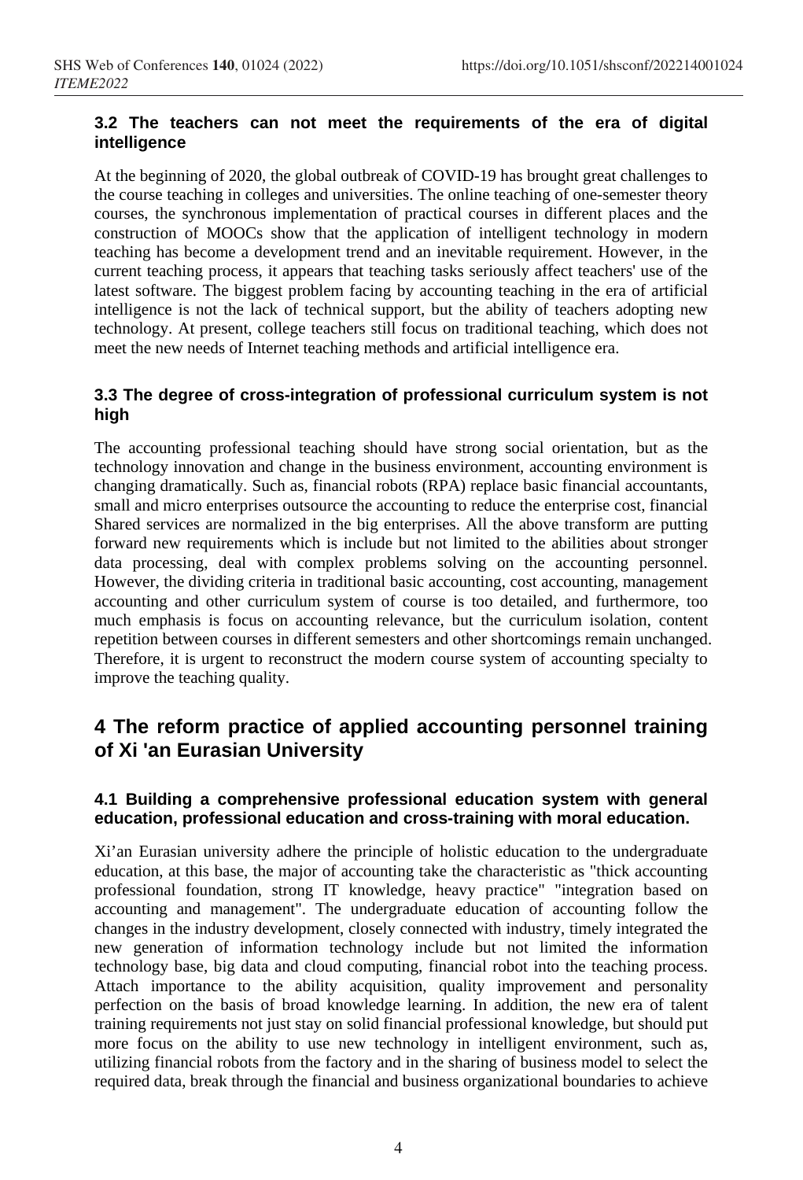### 3.2 The teachers can not meet the requirements of the era of digital intelligence

At the beginning of 2020, the global outbreak of COVID-19 has brought great challenges to the course teaching in colleges and universities. The online teaching of one-semester theory courses, the synchronous implementation of practical courses in different places and the construction of MOOCs show that the application of intelligent technology in modern teaching has become a development trend and an inevitable requirement. However, in the current teaching process, it appears that teaching tasks seriously affect teachers' use of the latest software. The biggest problem facing by accounting teaching in the era of artificial intelligence is not the lack of technical support, but the ability of teachers adopting new technology. At present, college teachers still focus on traditional teaching, which does not meet the new needs of Internet teaching methods and artificial intelligence era.

### 3.3 The degree of cross-integration of professional curriculum system is not high

The accounting professional teaching should have strong social orientation, but as the technology innovation and change in the business environment, accounting environment is changing dramatically. Such as, financial robots (RPA) replace basic financial accountants, small and micro enterprises outsource the accounting to reduce the enterprise cost, financial Shared services are normalized in the big enterprises. All the above transform are putting forward new requirements which is include but not limited to the abilities about stronger data processing, deal with complex problems solving on the accounting personnel. However, the dividing criteria in traditional basic accounting, cost accounting, management accounting and other curriculum system of course is too detailed, and furthermore, too much emphasis is focus on accounting relevance, but the curriculum isolation, content repetition between courses in different semesters and other shortcomings remain unchanged. Therefore, it is urgent to reconstruct the modern course system of accounting specialty to improve the teaching quality.

## 4 The reform practice of applied accounting personnel training of Xi 'an Eurasian University

### 4.1 Building a comprehensive professional education system with general education, professional education and cross-training with moral education.

Xi'an Eurasian university adhere the principle of holistic education to the undergraduate education, at this base, the major of accounting take the characteristic as "thick accounting professional foundation, strong IT knowledge, heavy practice" "integration based on accounting and management". The undergraduate education of accounting follow the changes in the industry development, closely connected with industry, timely integrated the new generation of information technology include but not limited the information technology base, big data and cloud computing, financial robot into the teaching process. Attach importance to the ability acquisition, quality improvement and personality perfection on the basis of broad knowledge learning. In addition, the new era of talent training requirements not just stay on solid financial professional knowledge, but should put more focus on the ability to use new technology in intelligent environment, such as, utilizing financial robots from the factory and in the sharing of business model to select the required data, break through the financial and business organizational boundaries to achieve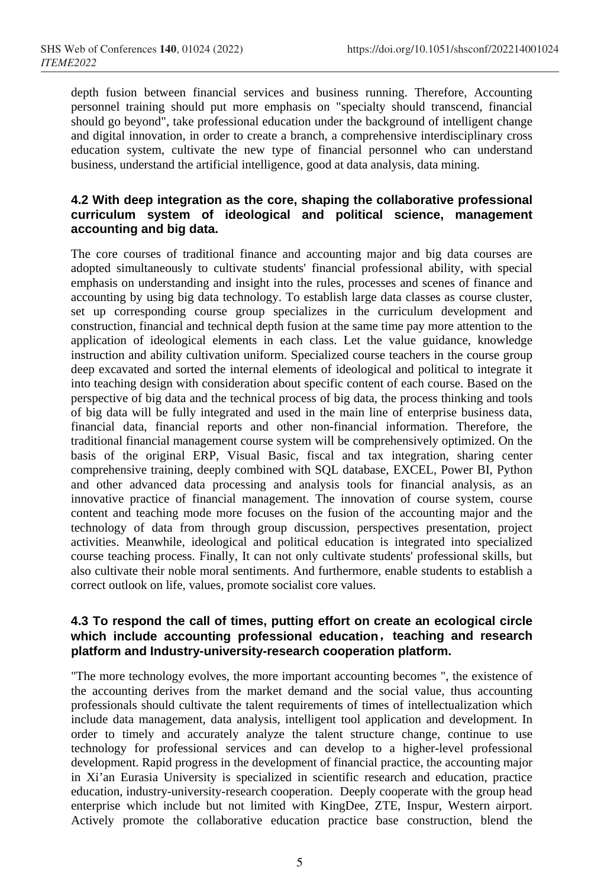depth fusion between financial services and business running. Therefore, Accounting personnel training should put more emphasis on "specialty should transcend, financial should go beyond", take professional education under the background of intelligent change and digital innovation, in order to create a branch, a comprehensive interdisciplinary cross education system, cultivate the new type of financial personnel who can understand business, understand the artificial intelligence, good at data analysis, data mining.

### 4.2 With deep integration as the core, shaping the collaborative professional curriculum system of ideological and political science, management accounting and big data.

The core courses of traditional finance and accounting major and big data courses are adopted simultaneously to cultivate students' financial professional ability, with special emphasis on understanding and insight into the rules, processes and scenes of finance and accounting by using big data technology. To establish large data classes as course cluster, set up corresponding course group specializes in the curriculum development and construction, financial and technical depth fusion at the same time pay more attention to the application of ideological elements in each class. Let the value guidance, knowledge instruction and ability cultivation uniform. Specialized course teachers in the course group deep excavated and sorted the internal elements of ideological and political to integrate it into teaching design with consideration about specific content of each course. Based on the perspective of big data and the technical process of big data, the process thinking and tools of big data will be fully integrated and used in the main line of enterprise business data, financial data, financial reports and other non-financial information. Therefore, the traditional financial management course system will be comprehensively optimized. On the basis of the original ERP, Visual Basic, fiscal and tax integration, sharing center comprehensive training, deeply combined with SQL database, EXCEL, Power BI, Python and other advanced data processing and analysis tools for financial analysis, as an innovative practice of financial management. The innovation of course system, course content and teaching mode more focuses on the fusion of the accounting major and the technology of data from through group discussion, perspectives presentation, project activities. Meanwhile, ideological and political education is integrated into specialized course teaching process. Finally, It can not only cultivate students' professional skills, but also cultivate their noble moral sentiments. And furthermore, enable students to establish a correct outlook on life, values, promote socialist core values.

### 4.3 To respond the call of times, putting effort on create an ecological circle which include accounting professional education，teaching and research platform and Industry-university-research cooperation platform.

"The more technology evolves, the more important accounting becomes ", the existence of the accounting derives from the market demand and the social value, thus accounting professionals should cultivate the talent requirements of times of intellectualization which include data management, data analysis, intelligent tool application and development. In order to timely and accurately analyze the talent structure change, continue to use technology for professional services and can develop to a higher-level professional development. Rapid progress in the development of financial practice, the accounting major in Xi'an Eurasia University is specialized in scientific research and education, practice education, industry-university-research cooperation. Deeply cooperate with the group head enterprise which include but not limited with KingDee, ZTE, Inspur, Western airport. Actively promote the collaborative education practice base construction, blend the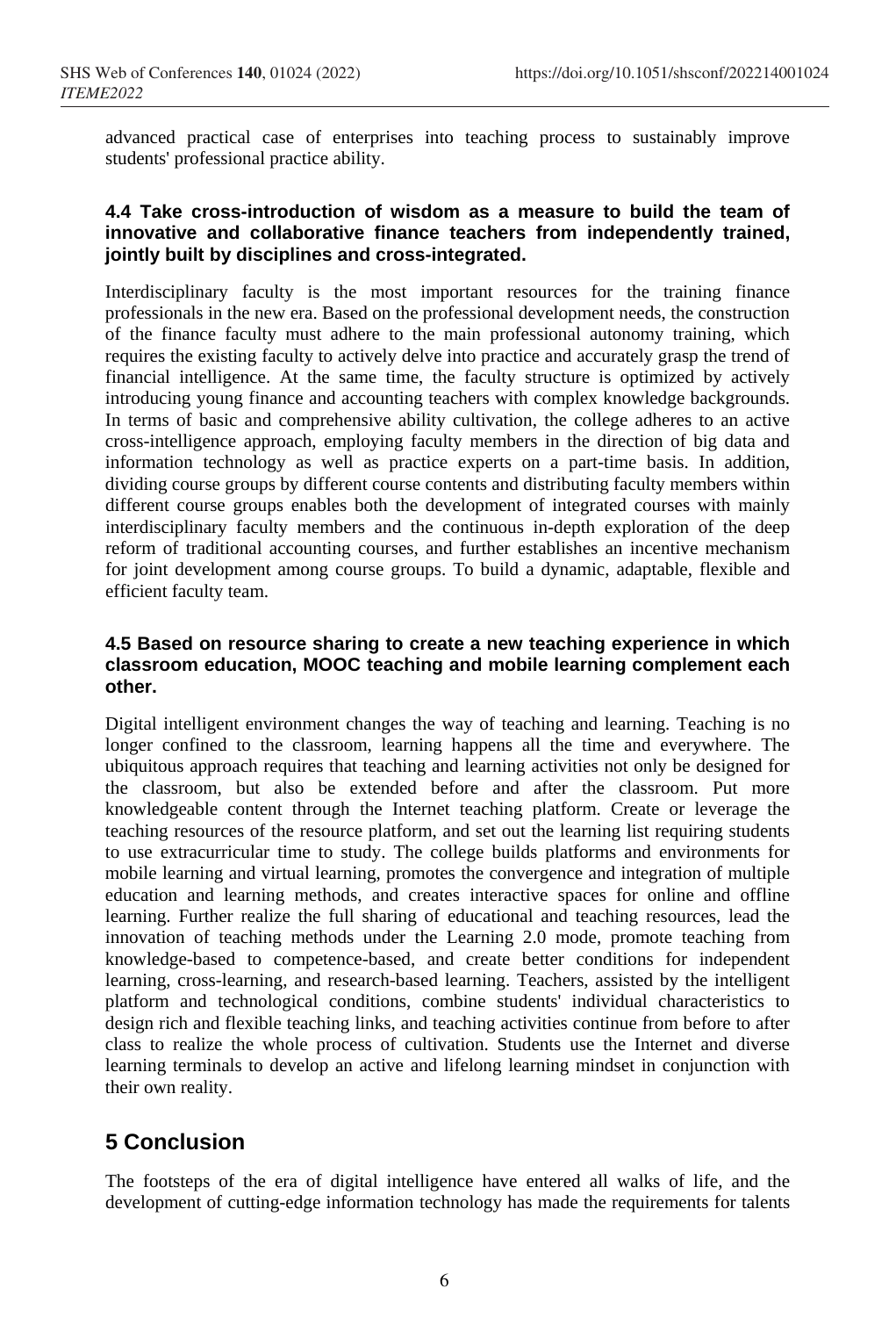advanced practical case of enterprises into teaching process to sustainably improve students' professional practice ability.

### 4.4 Take cross-introduction of wisdom as a measure to build the team of innovative and collaborative finance teachers from independently trained, jointly built by disciplines and cross-integrated.

Interdisciplinary faculty is the most important resources for the training finance professionals in the new era. Based on the professional development needs, the construction of the finance faculty must adhere to the main professional autonomy training, which requires the existing faculty to actively delve into practice and accurately grasp the trend of financial intelligence. At the same time, the faculty structure is optimized by actively introducing young finance and accounting teachers with complex knowledge backgrounds. In terms of basic and comprehensive ability cultivation, the college adheres to an active cross-intelligence approach, employing faculty members in the direction of big data and information technology as well as practice experts on a part-time basis. In addition, dividing course groups by different course contents and distributing faculty members within different course groups enables both the development of integrated courses with mainly interdisciplinary faculty members and the continuous in-depth exploration of the deep reform of traditional accounting courses, and further establishes an incentive mechanism for joint development among course groups. To build a dynamic, adaptable, flexible and efficient faculty team.

### 4.5 Based on resource sharing to create a new teaching experience in which classroom education, MOOC teaching and mobile learning complement each other.

Digital intelligent environment changes the way of teaching and learning. Teaching is no longer confined to the classroom, learning happens all the time and everywhere. The ubiquitous approach requires that teaching and learning activities not only be designed for the classroom, but also be extended before and after the classroom. Put more knowledgeable content through the Internet teaching platform. Create or leverage the teaching resources of the resource platform, and set out the learning list requiring students to use extracurricular time to study. The college builds platforms and environments for mobile learning and virtual learning, promotes the convergence and integration of multiple education and learning methods, and creates interactive spaces for online and offline learning. Further realize the full sharing of educational and teaching resources, lead the innovation of teaching methods under the Learning 2.0 mode, promote teaching from knowledge-based to competence-based, and create better conditions for independent learning, cross-learning, and research-based learning. Teachers, assisted by the intelligent platform and technological conditions, combine students' individual characteristics to design rich and flexible teaching links, and teaching activities continue from before to after class to realize the whole process of cultivation. Students use the Internet and diverse learning terminals to develop an active and lifelong learning mindset in conjunction with their own reality.

## 5 Conclusion

The footsteps of the era of digital intelligence have entered all walks of life, and the development of cutting-edge information technology has made the requirements for talents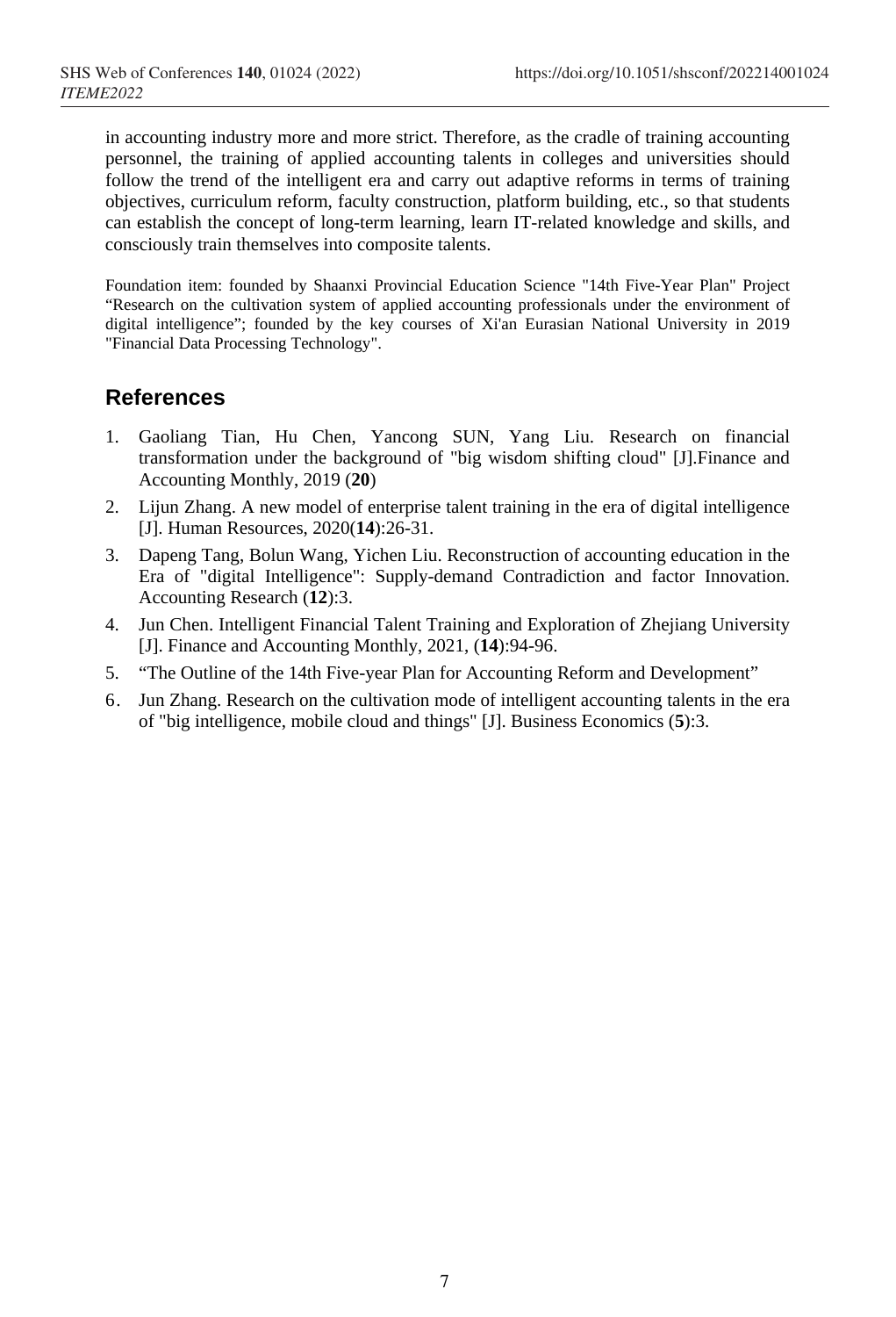in accounting industry more and more strict. Therefore, as the cradle of training accounting personnel, the training of applied accounting talents in colleges and universities should follow the trend of the intelligent era and carry out adaptive reforms in terms of training objectives, curriculum reform, faculty construction, platform building, etc., so that students can establish the concept of long-term learning, learn IT-related knowledge and skills, and consciously train themselves into composite talents.

Foundation item: founded by Shaanxi Provincial Education Science "14th Five-Year Plan" Project "Research on the cultivation system of applied accounting professionals under the environment of digital intelligence"; founded by the key courses of Xi'an Eurasian National University in 2019 "Financial Data Processing Technology".

## References

1. Gaoliang Tian, Hu Chen, Yancong SUN, Yang Liu. Research on financial transformation under the background of "big wisdom shifting cloud" [J].Finance and Accounting Monthly, 2019 (**20**)
2. Lijun Zhang. A new model of enterprise talent training in the era of digital intelligence [J]. Human Resources, 2020(**14**):26-31.
3. Dapeng Tang, Bolun Wang, Yichen Liu. Reconstruction of accounting education in the Era of "digital Intelligence": Supply-demand Contradiction and factor Innovation. Accounting Research (**12**):3.
4. Jun Chen. Intelligent Financial Talent Training and Exploration of Zhejiang University [J]. Finance and Accounting Monthly, 2021, (**14**):94-96.
5. "The Outline of the 14th Five-year Plan for Accounting Reform and Development"
6. Jun Zhang. Research on the cultivation mode of intelligent accounting talents in the era of "big intelligence, mobile cloud and things" [J]. Business Economics (**5**):3.